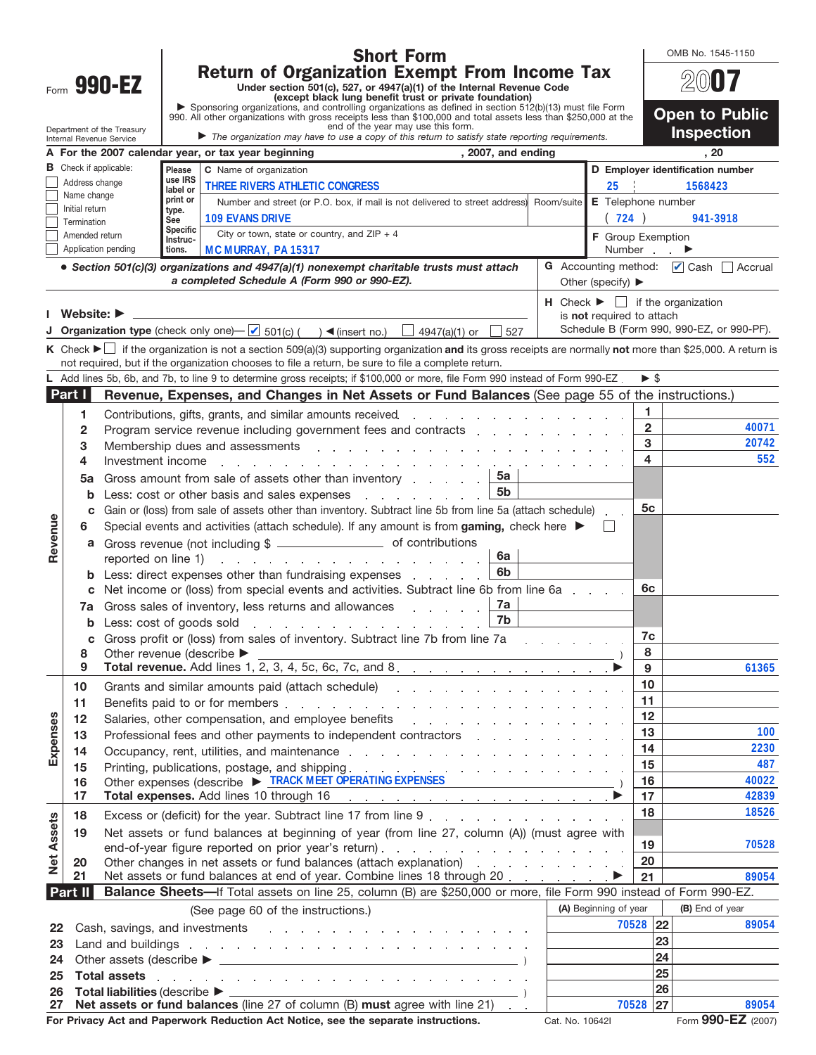Form **990-EZ**

Department of the Treasury
Internal Revenue Service

# Short Form
# Return of Organization Exempt From Income Tax

**Under section 501(c), 527, or 4947(a)(1) of the Internal Revenue Code**
**(except black lung benefit trust or private foundation)**

▶ Sponsoring organizations, and controlling organizations as defined in section 512(b)(13) must file Form 990. All other organizations with gross receipts less than $100,000 and total assets less than $250,000 at the end of the year may use this form.

▶ *The organization may have to use a copy of this return to satisfy state reporting requirements.*

OMB No. 1545-1150

**2007**

**Open to Public Inspection**

**A For the 2007 calendar year, or tax year beginning , 2007, and ending , 20**

**B** Check if applicable:
- ☐ Address change
- ☐ Name change
- ☐ Initial return
- ☐ Termination
- ☐ Amended return
- ☐ Application pending

Please use IRS label or print or type. See Specific Instructions.

**C** Name of organization: THREE RIVERS ATHLETIC CONGRESS

Number and street (or P.O. box, if mail is not delivered to street address) Room/suite: 109 EVANS DRIVE

City or town, state or country, and ZIP + 4: MC MURRAY, PA 15317

**D Employer identification number:** 25 1568423

**E** Telephone number: ( 724 ) 941-3918

**F** Group Exemption Number ▶

• *Section 501(c)(3) organizations and 4947(a)(1) nonexempt charitable trusts must attach a completed Schedule A (Form 990 or 990-EZ).*

**G** Accounting method: ☑ Cash ☐ Accrual
Other (specify) ▶

**H** Check ▶ ☐ if the organization is **not** required to attach Schedule B (Form 990, 990-EZ, or 990-PF).

**I Website:** ▶

**J Organization type** (check only one)— ☑ 501(c) ( ) ◀(insert no.) ☐ 4947(a)(1) or ☐ 527

**K** Check ▶ ☐ if the organization is not a section 509(a)(3) supporting organization **and** its gross receipts are normally **not** more than $25,000. A return is not required, but if the organization chooses to file a return, be sure to file a complete return.

**L** Add lines 5b, 6b, and 7b, to line 9 to determine gross receipts; if $100,000 or more, file Form 990 instead of Form 990-EZ ▶ $

## Part I — Revenue, Expenses, and Changes in Net Assets or Fund Balances (See page 55 of the instructions.)

| Section | Line | Description | Sub-line | Sub-amount | Line | Amount |
|---|---|---|---|---|---|---|
| Revenue | 1 | Contributions, gifts, grants, and similar amounts received | | | 1 | |
| | 2 | Program service revenue including government fees and contracts | | | 2 | 40071 |
| | 3 | Membership dues and assessments | | | 3 | 20742 |
| | 4 | Investment income | | | 4 | 552 |
| | 5a | Gross amount from sale of assets other than inventory | 5a | | | |
| | b | Less: cost or other basis and sales expenses | 5b | | | |
| | c | Gain or (loss) from sale of assets other than inventory. Subtract line 5b from line 5a (attach schedule) | | | 5c | |
| | 6 | Special events and activities (attach schedule). If any amount is from **gaming,** check here ▶ ☐ | | | | |
| | a | Gross revenue (not including $ ______ of contributions reported on line 1) | 6a | | | |
| | b | Less: direct expenses other than fundraising expenses | 6b | | | |
| | c | Net income or (loss) from special events and activities. Subtract line 6b from line 6a | | | 6c | |
| | 7a | Gross sales of inventory, less returns and allowances | 7a | | | |
| | b | Less: cost of goods sold | 7b | | | |
| | c | Gross profit or (loss) from sales of inventory. Subtract line 7b from line 7a | | | 7c | |
| | 8 | Other revenue (describe ▶ ) | | | 8 | |
| | 9 | **Total revenue.** Add lines 1, 2, 3, 4, 5c, 6c, 7c, and 8 ▶ | | | 9 | 61365 |
| Expenses | 10 | Grants and similar amounts paid (attach schedule) | | | 10 | |
| | 11 | Benefits paid to or for members | | | 11 | |
| | 12 | Salaries, other compensation, and employee benefits | | | 12 | |
| | 13 | Professional fees and other payments to independent contractors | | | 13 | 100 |
| | 14 | Occupancy, rent, utilities, and maintenance | | | 14 | 2230 |
| | 15 | Printing, publications, postage, and shipping | | | 15 | 487 |
| | 16 | Other expenses (describe ▶ TRACK MEET OPERATING EXPENSES ) | | | 16 | 40022 |
| | 17 | **Total expenses.** Add lines 10 through 16 ▶ | | | 17 | 42839 |
| Net Assets | 18 | Excess or (deficit) for the year. Subtract line 17 from line 9 | | | 18 | 18526 |
| | 19 | Net assets or fund balances at beginning of year (from line 27, column (A)) (must agree with end-of-year figure reported on prior year's return) | | | 19 | 70528 |
| | 20 | Other changes in net assets or fund balances (attach explanation) | | | 20 | |
| | 21 | Net assets or fund balances at end of year. Combine lines 18 through 20 ▶ | | | 21 | 89054 |

## Part II — Balance Sheets—If Total assets on line 25, column (B) are $250,000 or more, file Form 990 instead of Form 990-EZ.

(See page 60 of the instructions.)

| Line | Description | (A) Beginning of year | Line | (B) End of year |
|---|---|---|---|---|
| 22 | Cash, savings, and investments | 70528 | 22 | 89054 |
| 23 | Land and buildings | | 23 | |
| 24 | Other assets (describe ▶ ) | | 24 | |
| 25 | **Total assets** | | 25 | |
| 26 | **Total liabilities** (describe ▶ ) | | 26 | |
| 27 | **Net assets or fund balances** (line 27 of column (B) **must** agree with line 21) | 70528 | 27 | 89054 |

**For Privacy Act and Paperwork Reduction Act Notice, see the separate instructions.** Cat. No. 10642I Form **990-EZ** (2007)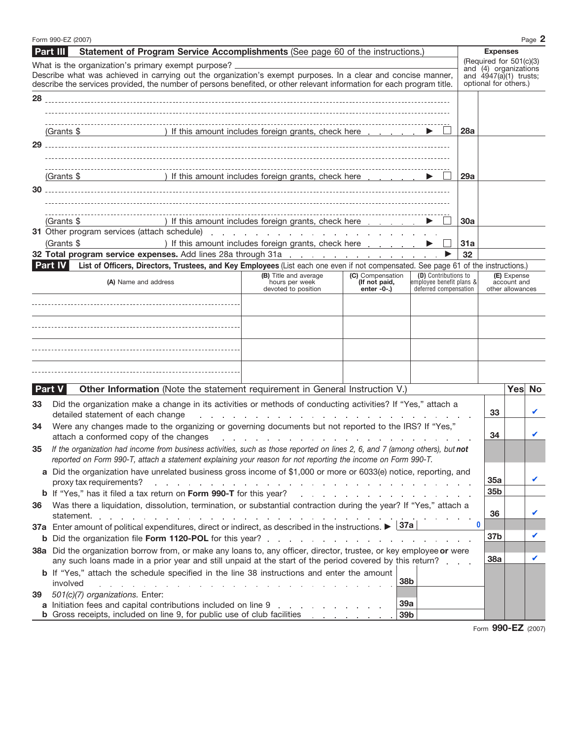Form 990-EZ (2007)

## Part III Statement of Program Service Accomplishments (See page 60 of the instructions.)

**Expenses** (Required for 501(c)(3) and (4) organizations and 4947(a)(1) trusts; optional for others.)

What is the organization's primary exempt purpose?

Describe what was achieved in carrying out the organization's exempt purposes. In a clear and concise manner, describe the services provided, the number of persons benefited, or other relevant information for each program title.

| | | Line | Expenses |
|---|---|---|---|
| 28 | (Grants $ ) If this amount includes foreign grants, check here ▶ ☐ | 28a | |
| 29 | (Grants $ ) If this amount includes foreign grants, check here ▶ ☐ | 29a | |
| 30 | (Grants $ ) If this amount includes foreign grants, check here ▶ ☐ | 30a | |
| 31 | Other program services (attach schedule) (Grants $ ) If this amount includes foreign grants, check here ▶ ☐ | 31a | |
| 32 | **Total program service expenses.** Add lines 28a through 31a ▶ | 32 | |

## Part IV List of Officers, Directors, Trustees, and Key Employees (List each one even if not compensated. See page 61 of the instructions.)

| (A) Name and address | (B) Title and average hours per week devoted to position | (C) Compensation (If not paid, enter -0-.) | (D) Contributions to employee benefit plans & deferred compensation | (E) Expense account and other allowances |
|---|---|---|---|---|
| | | | | |
| | | | | |
| | | | | |
| | | | | |

## Part V Other Information (Note the statement requirement in General Instruction V.)

| | | Line | Yes | No |
|---|---|---|---|---|
| 33 | Did the organization make a change in its activities or methods of conducting activities? If "Yes," attach a detailed statement of each change | 33 | | ✔ |
| 34 | Were any changes made to the organizing or governing documents but not reported to the IRS? If "Yes," attach a conformed copy of the changes | 34 | | ✔ |
| 35 | *If the organization had income from business activities, such as those reported on lines 2, 6, and 7 (among others), but **not** reported on Form 990-T, attach a statement explaining your reason for not reporting the income on Form 990-T.* | | | |
| a | Did the organization have unrelated business gross income of $1,000 or more or 6033(e) notice, reporting, and proxy tax requirements? | 35a | | ✔ |
| b | If "Yes," has it filed a tax return on **Form 990-T** for this year? | 35b | | |
| 36 | Was there a liquidation, dissolution, termination, or substantial contraction during the year? If "Yes," attach a statement. | 36 | | ✔ |
| 37a | Enter amount of political expenditures, direct or indirect, as described in the instructions. ▶ 37a 0 | | | |
| b | Did the organization file **Form 1120-POL** for this year? | 37b | | ✔ |
| 38a | Did the organization borrow from, or make any loans to, any officer, director, trustee, or key employee **or** were any such loans made in a prior year and still unpaid at the start of the period covered by this return? | 38a | | ✔ |
| b | If "Yes," attach the schedule specified in the line 38 instructions and enter the amount involved 38b | | | |
| 39 | *501(c)(7) organizations.* Enter: | | | |
| a | Initiation fees and capital contributions included on line 9 39a | | | |
| b | Gross receipts, included on line 9, for public use of club facilities 39b | | | |

Form **990-EZ** (2007)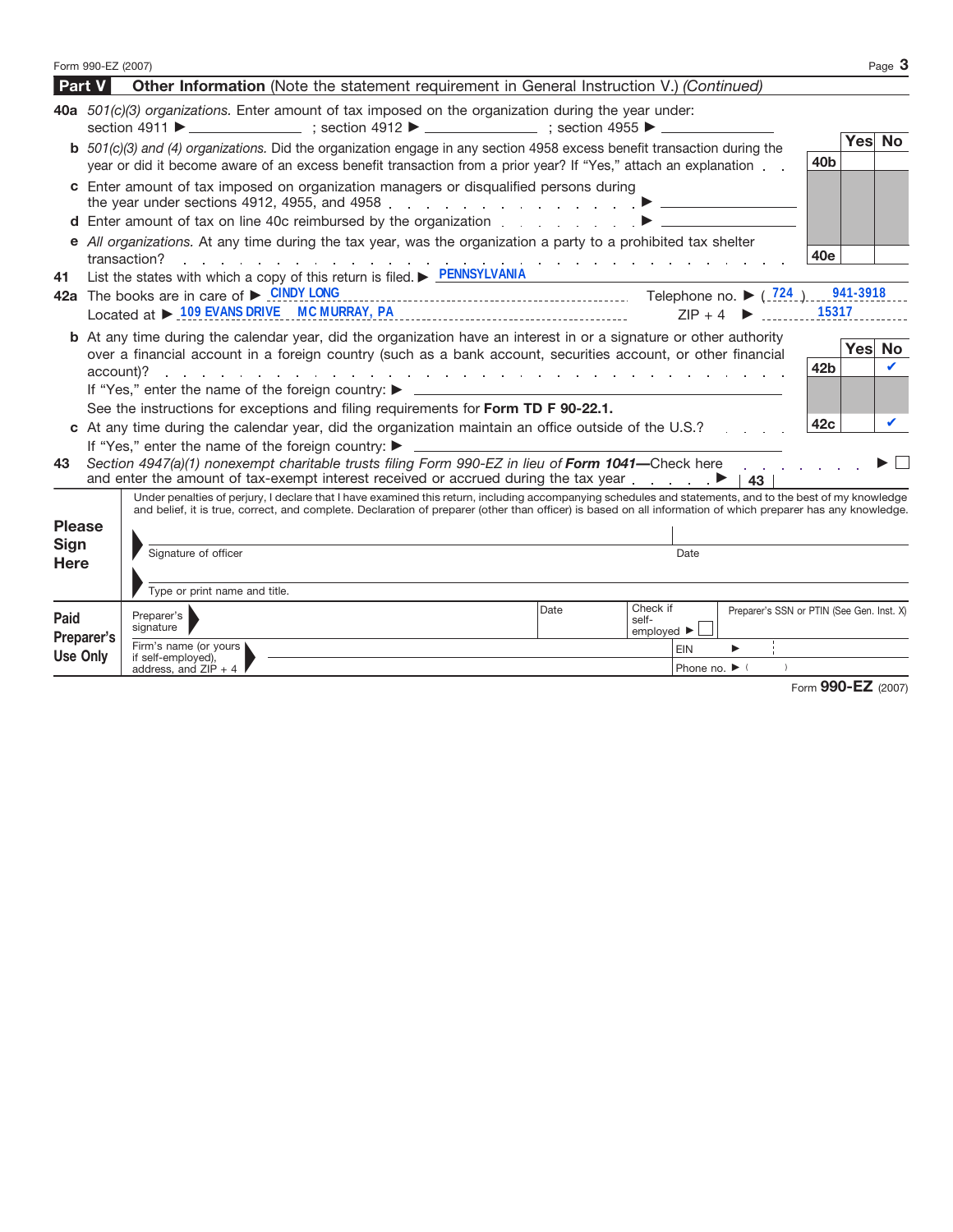## Part V Other Information (Note the statement requirement in General Instruction V.) *(Continued)*

**40a** *501(c)(3) organizations.* Enter amount of tax imposed on the organization during the year under: section 4911 ▶ ______ ; section 4912 ▶ ______ ; section 4955 ▶ ______

**b** *501(c)(3) and (4) organizations.* Did the organization engage in any section 4958 excess benefit transaction during the year or did it become aware of an excess benefit transaction from a prior year? If "Yes," attach an explanation . . . **40b** | Yes | No |

**c** Enter amount of tax imposed on organization managers or disqualified persons during the year under sections 4912, 4955, and 4958 . . . ▶ ______

**d** Enter amount of tax on line 40c reimbursed by the organization . . . ▶ ______

**e** *All organizations.* At any time during the tax year, was the organization a party to a prohibited tax shelter transaction? . . . **40e**

**41** List the states with which a copy of this return is filed. ▶ PENNSYLVANIA

**42a** The books are in care of ▶ CINDY LONG Telephone no. ▶ ( 724 ) 941-3918

Located at ▶ 109 EVANS DRIVE MC MURRAY, PA ZIP + 4 ▶ 15317

| | | Yes | No |
|---|---|---|---|
| **b** At any time during the calendar year, did the organization have an interest in or a signature or other authority over a financial account in a foreign country (such as a bank account, securities account, or other financial account)? If "Yes," enter the name of the foreign country: ▶ ______ See the instructions for exceptions and filing requirements for **Form TD F 90-22.1.** | **42b** | | ✔ |
| **c** At any time during the calendar year, did the organization maintain an office outside of the U.S.? If "Yes," enter the name of the foreign country: ▶ ______ | **42c** | | ✔ |

**43** *Section 4947(a)(1) nonexempt charitable trusts filing Form 990-EZ in lieu of* ***Form 1041***—Check here . . . ▶ ☐ and enter the amount of tax-exempt interest received or accrued during the tax year . . . ▶ **43**

**Please Sign Here**

Under penalties of perjury, I declare that I have examined this return, including accompanying schedules and statements, and to the best of my knowledge and belief, it is true, correct, and complete. Declaration of preparer (other than officer) is based on all information of which preparer has any knowledge.

Signature of officer ______ Date ______

Type or print name and title. ______

**Paid Preparer's Use Only**

| | | | |
|---|---|---|---|
| Preparer's signature ▶ | Date | Check if self-employed ▶ ☐ | Preparer's SSN or PTIN (See Gen. Inst. X) |
| Firm's name (or yours if self-employed), address, and ZIP + 4 ▶ | | EIN ▶ | |
| | | Phone no. ▶ ( ) | |

Form **990-EZ** (2007)